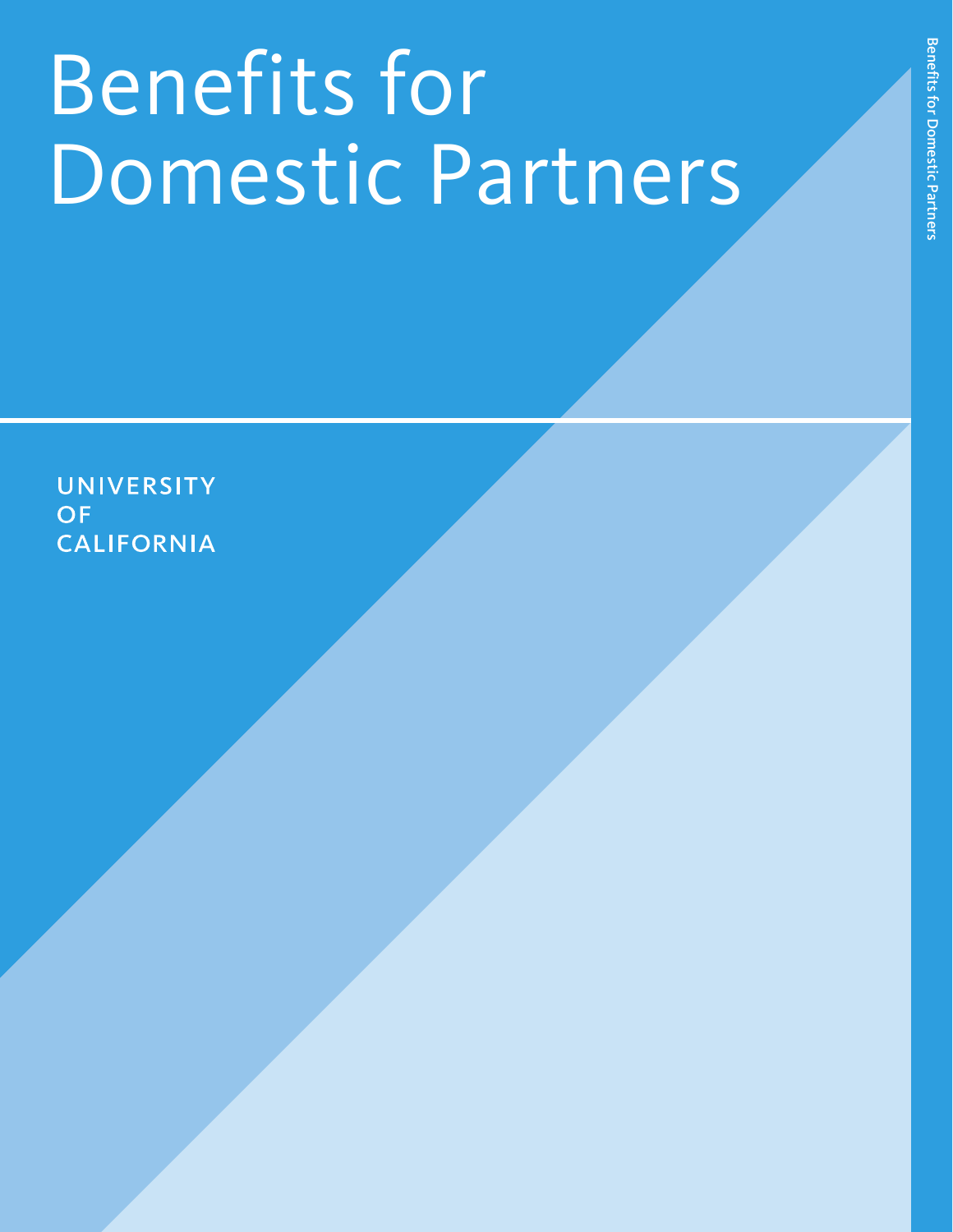# Benefits for Domestic Partners

UNIVERSITY
OF
CALIFORNIA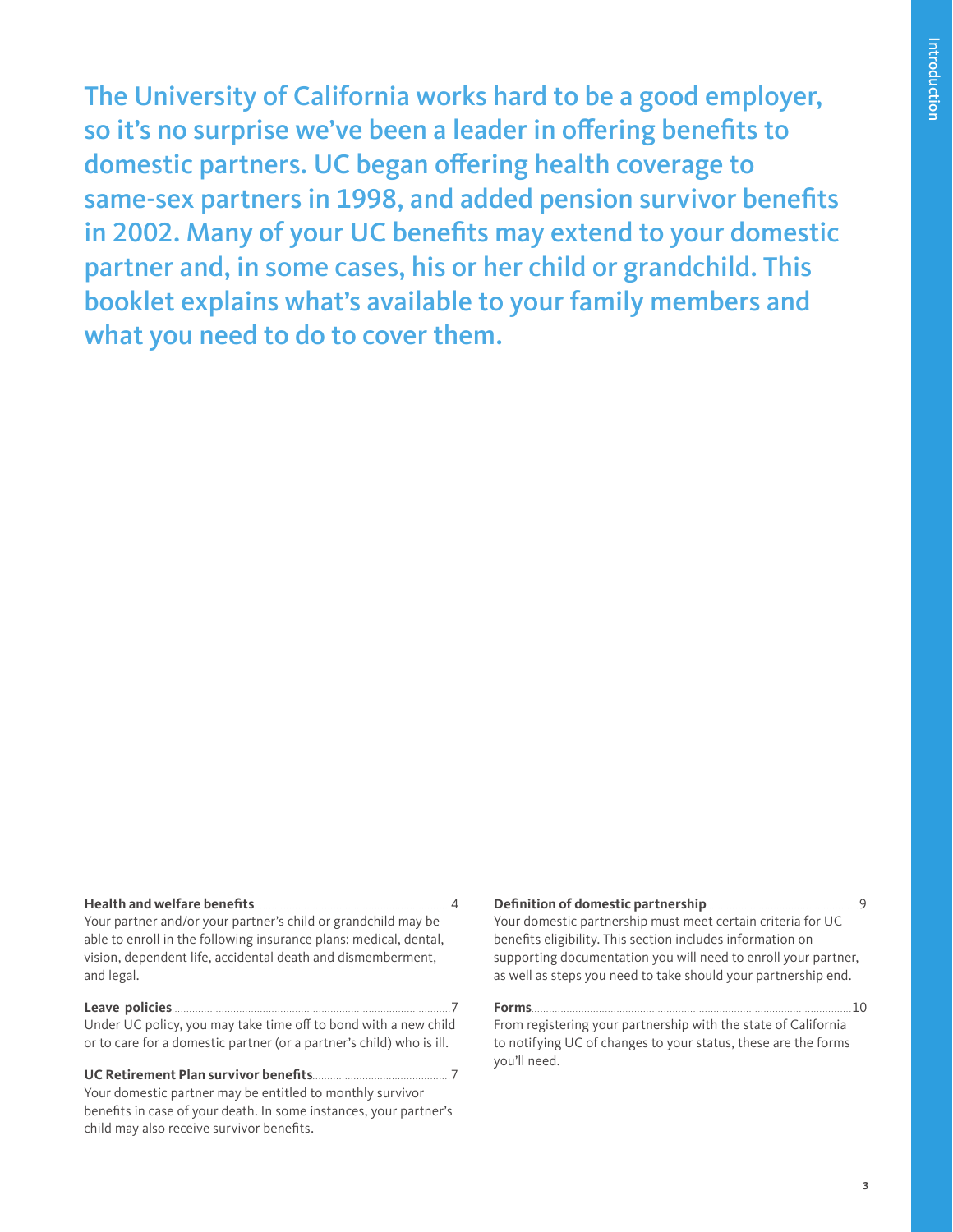The University of California works hard to be a good employer, so it's no surprise we've been a leader in offering benefits to domestic partners. UC began offering health coverage to same-sex partners in 1998, and added pension survivor benefits in 2002. Many of your UC benefits may extend to your domestic partner and, in some cases, his or her child or grandchild. This booklet explains what's available to your family members and what you need to do to cover them.

**Health and welfare benefits** ........ 4
Your partner and/or your partner's child or grandchild may be able to enroll in the following insurance plans: medical, dental, vision, dependent life, accidental death and dismemberment, and legal.

**Leave policies** ........ 7
Under UC policy, you may take time off to bond with a new child or to care for a domestic partner (or a partner's child) who is ill.

**UC Retirement Plan survivor benefits** ........ 7
Your domestic partner may be entitled to monthly survivor benefits in case of your death. In some instances, your partner's child may also receive survivor benefits.

**Definition of domestic partnership** ........ 9
Your domestic partnership must meet certain criteria for UC benefits eligibility. This section includes information on supporting documentation you will need to enroll your partner, as well as steps you need to take should your partnership end.

**Forms** ........ 10
From registering your partnership with the state of California to notifying UC of changes to your status, these are the forms you'll need.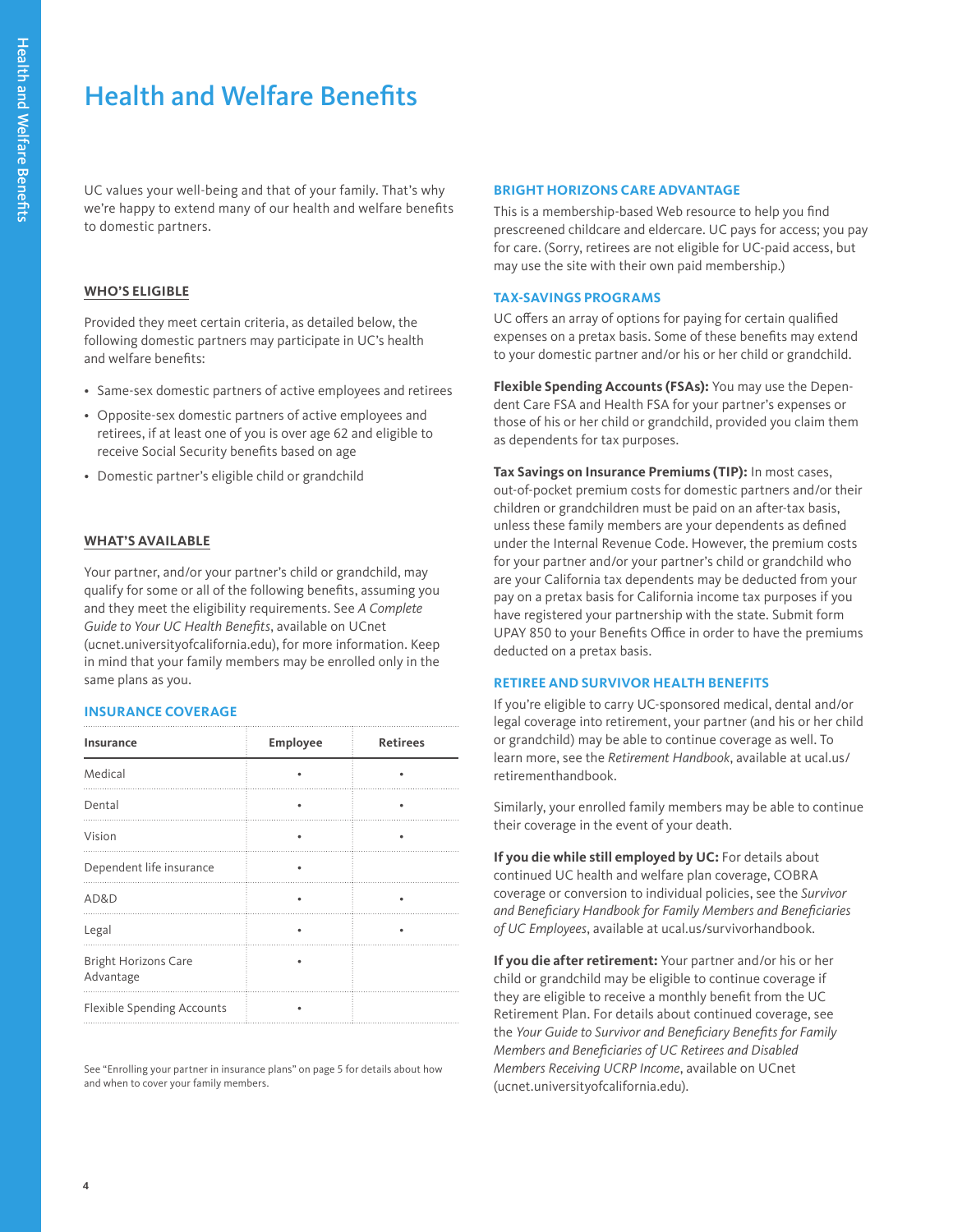# Health and Welfare Benefits

UC values your well-being and that of your family. That's why we're happy to extend many of our health and welfare benefits to domestic partners.

## WHO'S ELIGIBLE

Provided they meet certain criteria, as detailed below, the following domestic partners may participate in UC's health and welfare benefits:

- Same-sex domestic partners of active employees and retirees
- Opposite-sex domestic partners of active employees and retirees, if at least one of you is over age 62 and eligible to receive Social Security benefits based on age
- Domestic partner's eligible child or grandchild

## WHAT'S AVAILABLE

Your partner, and/or your partner's child or grandchild, may qualify for some or all of the following benefits, assuming you and they meet the eligibility requirements. See *A Complete Guide to Your UC Health Benefits*, available on UCnet (ucnet.universityofcalifornia.edu), for more information. Keep in mind that your family members may be enrolled only in the same plans as you.

### INSURANCE COVERAGE

| Insurance | Employee | Retirees |
|---|---|---|
| Medical | • | • |
| Dental | • | • |
| Vision | • | • |
| Dependent life insurance | • | |
| AD&D | • | • |
| Legal | • | • |
| Bright Horizons Care Advantage | • | |
| Flexible Spending Accounts | • | |

See "Enrolling your partner in insurance plans" on page 5 for details about how and when to cover your family members.

### BRIGHT HORIZONS CARE ADVANTAGE

This is a membership-based Web resource to help you find prescreened childcare and eldercare. UC pays for access; you pay for care. (Sorry, retirees are not eligible for UC-paid access, but may use the site with their own paid membership.)

### TAX-SAVINGS PROGRAMS

UC offers an array of options for paying for certain qualified expenses on a pretax basis. Some of these benefits may extend to your domestic partner and/or his or her child or grandchild.

**Flexible Spending Accounts (FSAs):** You may use the Dependent Care FSA and Health FSA for your partner's expenses or those of his or her child or grandchild, provided you claim them as dependents for tax purposes.

**Tax Savings on Insurance Premiums (TIP):** In most cases, out-of-pocket premium costs for domestic partners and/or their children or grandchildren must be paid on an after-tax basis, unless these family members are your dependents as defined under the Internal Revenue Code. However, the premium costs for your partner and/or your partner's child or grandchild who are your California tax dependents may be deducted from your pay on a pretax basis for California income tax purposes if you have registered your partnership with the state. Submit form UPAY 850 to your Benefits Office in order to have the premiums deducted on a pretax basis.

### RETIREE AND SURVIVOR HEALTH BENEFITS

If you're eligible to carry UC-sponsored medical, dental and/or legal coverage into retirement, your partner (and his or her child or grandchild) may be able to continue coverage as well. To learn more, see the *Retirement Handbook*, available at ucal.us/retirementhandbook.

Similarly, your enrolled family members may be able to continue their coverage in the event of your death.

**If you die while still employed by UC:** For details about continued UC health and welfare plan coverage, COBRA coverage or conversion to individual policies, see the *Survivor and Beneficiary Handbook for Family Members and Beneficiaries of UC Employees*, available at ucal.us/survivorhandbook.

**If you die after retirement:** Your partner and/or his or her child or grandchild may be eligible to continue coverage if they are eligible to receive a monthly benefit from the UC Retirement Plan. For details about continued coverage, see the *Your Guide to Survivor and Beneficiary Benefits for Family Members and Beneficiaries of UC Retirees and Disabled Members Receiving UCRP Income*, available on UCnet (ucnet.universityofcalifornia.edu).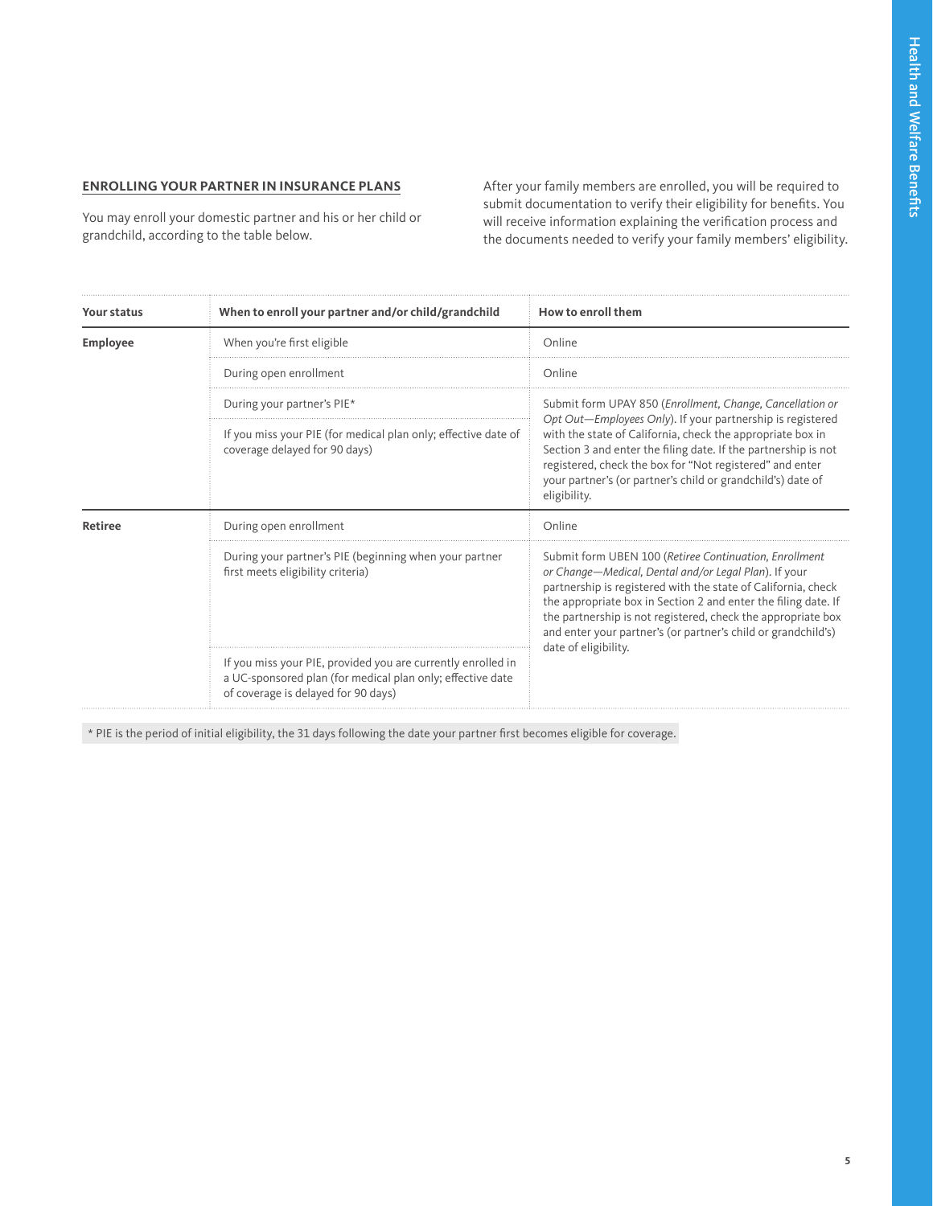## ENROLLING YOUR PARTNER IN INSURANCE PLANS

You may enroll your domestic partner and his or her child or grandchild, according to the table below.

After your family members are enrolled, you will be required to submit documentation to verify their eligibility for benefits. You will receive information explaining the verification process and the documents needed to verify your family members' eligibility.

| Your status | When to enroll your partner and/or child/grandchild | How to enroll them |
|---|---|---|
| **Employee** | When you're first eligible | Online |
| | During open enrollment | Online |
| | During your partner's PIE* | Submit form UPAY 850 (*Enrollment, Change, Cancellation or Opt Out—Employees Only*). If your partnership is registered with the state of California, check the appropriate box in Section 3 and enter the filing date. If the partnership is not registered, check the box for "Not registered" and enter your partner's (or partner's child or grandchild's) date of eligibility. |
| | If you miss your PIE (for medical plan only; effective date of coverage delayed for 90 days) | |
| **Retiree** | During open enrollment | Online |
| | During your partner's PIE (beginning when your partner first meets eligibility criteria) | Submit form UBEN 100 (*Retiree Continuation, Enrollment or Change—Medical, Dental and/or Legal Plan*). If your partnership is registered with the state of California, check the appropriate box in Section 2 and enter the filing date. If the partnership is not registered, check the appropriate box and enter your partner's (or partner's child or grandchild's) date of eligibility. |
| | If you miss your PIE, provided you are currently enrolled in a UC-sponsored plan (for medical plan only; effective date of coverage is delayed for 90 days) | |

* PIE is the period of initial eligibility, the 31 days following the date your partner first becomes eligible for coverage.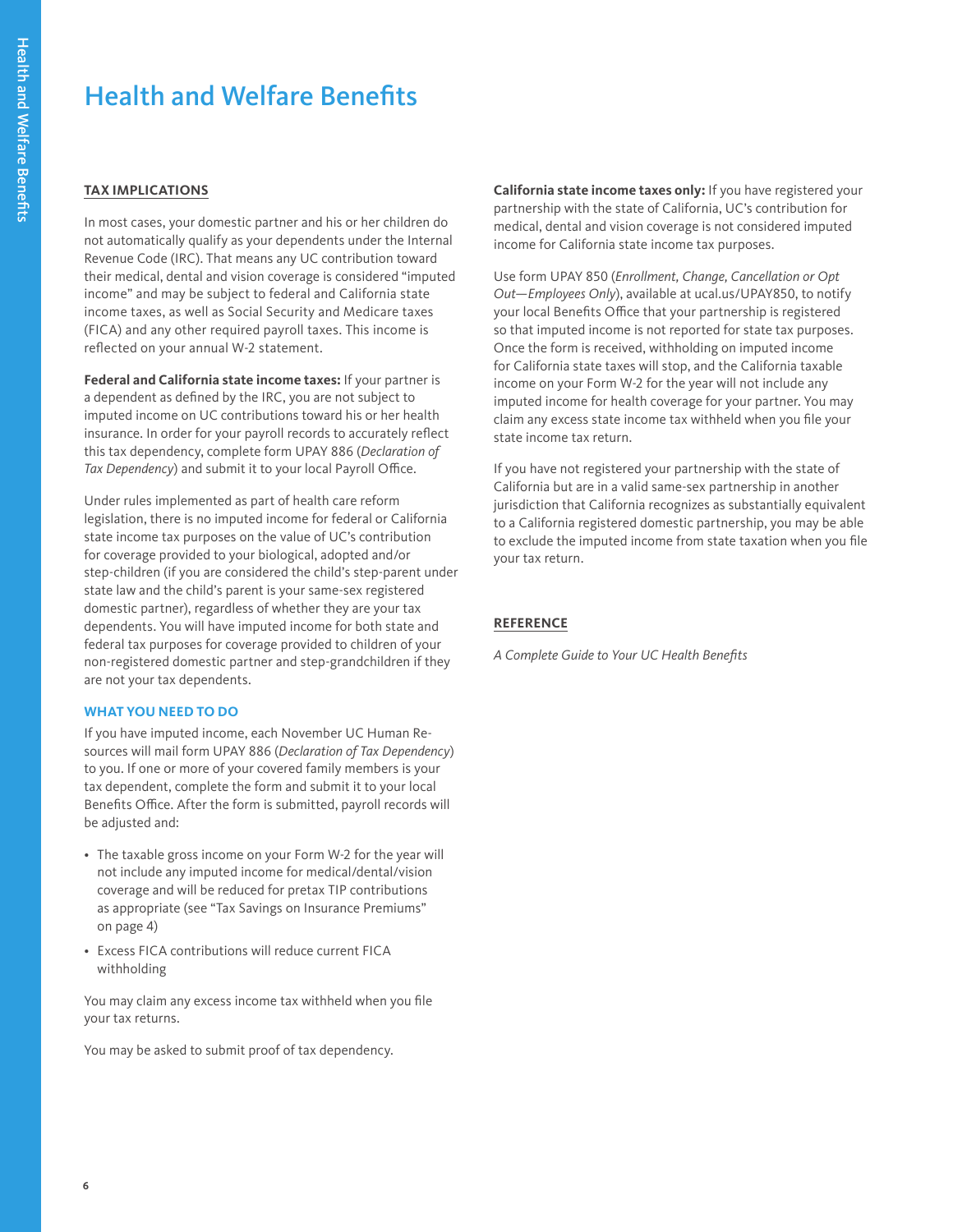# Health and Welfare Benefits

## TAX IMPLICATIONS

In most cases, your domestic partner and his or her children do not automatically qualify as your dependents under the Internal Revenue Code (IRC). That means any UC contribution toward their medical, dental and vision coverage is considered "imputed income" and may be subject to federal and California state income taxes, as well as Social Security and Medicare taxes (FICA) and any other required payroll taxes. This income is reflected on your annual W-2 statement.

**Federal and California state income taxes:** If your partner is a dependent as defined by the IRC, you are not subject to imputed income on UC contributions toward his or her health insurance. In order for your payroll records to accurately reflect this tax dependency, complete form UPAY 886 (*Declaration of Tax Dependency*) and submit it to your local Payroll Office.

Under rules implemented as part of health care reform legislation, there is no imputed income for federal or California state income tax purposes on the value of UC's contribution for coverage provided to your biological, adopted and/or step-children (if you are considered the child's step-parent under state law and the child's parent is your same-sex registered domestic partner), regardless of whether they are your tax dependents. You will have imputed income for both state and federal tax purposes for coverage provided to children of your non-registered domestic partner and step-grandchildren if they are not your tax dependents.

### WHAT YOU NEED TO DO

If you have imputed income, each November UC Human Resources will mail form UPAY 886 (*Declaration of Tax Dependency*) to you. If one or more of your covered family members is your tax dependent, complete the form and submit it to your local Benefits Office. After the form is submitted, payroll records will be adjusted and:

- The taxable gross income on your Form W-2 for the year will not include any imputed income for medical/dental/vision coverage and will be reduced for pretax TIP contributions as appropriate (see "Tax Savings on Insurance Premiums" on page 4)
- Excess FICA contributions will reduce current FICA withholding

You may claim any excess income tax withheld when you file your tax returns.

You may be asked to submit proof of tax dependency.

**California state income taxes only:** If you have registered your partnership with the state of California, UC's contribution for medical, dental and vision coverage is not considered imputed income for California state income tax purposes.

Use form UPAY 850 (*Enrollment, Change, Cancellation or Opt Out—Employees Only*), available at ucal.us/UPAY850, to notify your local Benefits Office that your partnership is registered so that imputed income is not reported for state tax purposes. Once the form is received, withholding on imputed income for California state taxes will stop, and the California taxable income on your Form W-2 for the year will not include any imputed income for health coverage for your partner. You may claim any excess state income tax withheld when you file your state income tax return.

If you have not registered your partnership with the state of California but are in a valid same-sex partnership in another jurisdiction that California recognizes as substantially equivalent to a California registered domestic partnership, you may be able to exclude the imputed income from state taxation when you file your tax return.

## REFERENCE

*A Complete Guide to Your UC Health Benefits*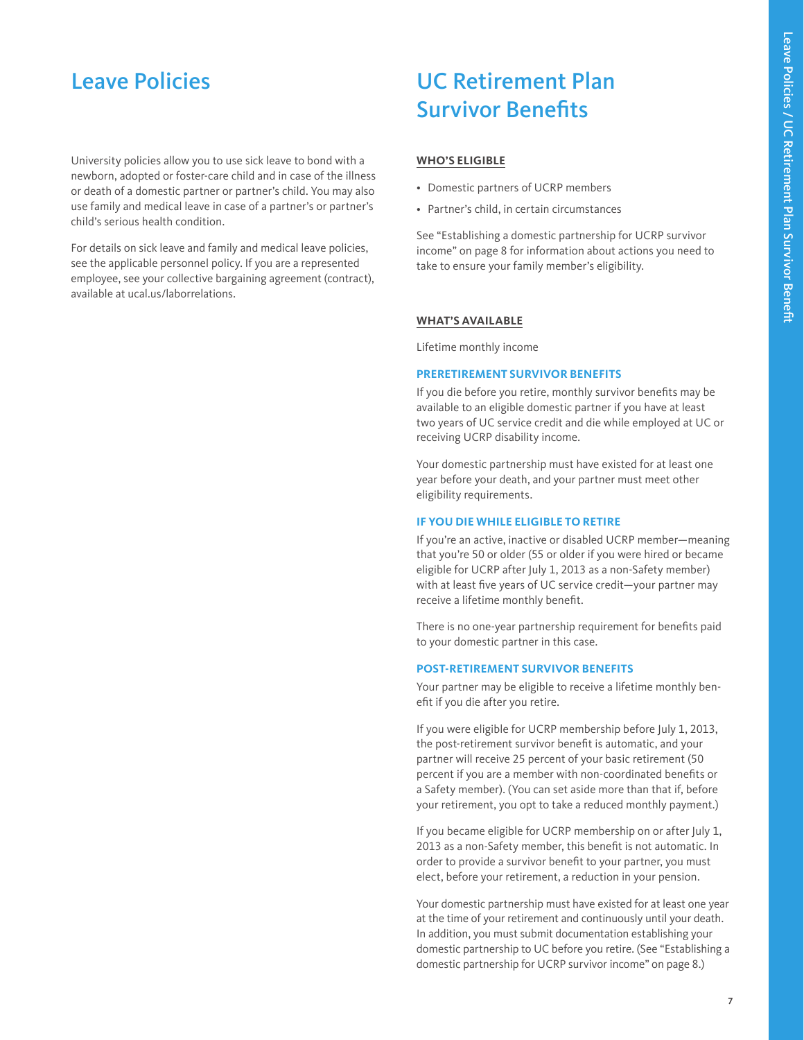## Leave Policies

University policies allow you to use sick leave to bond with a newborn, adopted or foster-care child and in case of the illness or death of a domestic partner or partner's child. You may also use family and medical leave in case of a partner's or partner's child's serious health condition.

For details on sick leave and family and medical leave policies, see the applicable personnel policy. If you are a represented employee, see your collective bargaining agreement (contract), available at ucal.us/laborrelations.

## UC Retirement Plan Survivor Benefits

### WHO'S ELIGIBLE

- Domestic partners of UCRP members
- Partner's child, in certain circumstances

See "Establishing a domestic partnership for UCRP survivor income" on page 8 for information about actions you need to take to ensure your family member's eligibility.

### WHAT'S AVAILABLE

Lifetime monthly income

#### PRERETIREMENT SURVIVOR BENEFITS

If you die before you retire, monthly survivor benefits may be available to an eligible domestic partner if you have at least two years of UC service credit and die while employed at UC or receiving UCRP disability income.

Your domestic partnership must have existed for at least one year before your death, and your partner must meet other eligibility requirements.

#### IF YOU DIE WHILE ELIGIBLE TO RETIRE

If you're an active, inactive or disabled UCRP member—meaning that you're 50 or older (55 or older if you were hired or became eligible for UCRP after July 1, 2013 as a non-Safety member) with at least five years of UC service credit—your partner may receive a lifetime monthly benefit.

There is no one-year partnership requirement for benefits paid to your domestic partner in this case.

#### POST-RETIREMENT SURVIVOR BENEFITS

Your partner may be eligible to receive a lifetime monthly benefit if you die after you retire.

If you were eligible for UCRP membership before July 1, 2013, the post-retirement survivor benefit is automatic, and your partner will receive 25 percent of your basic retirement (50 percent if you are a member with non-coordinated benefits or a Safety member). (You can set aside more than that if, before your retirement, you opt to take a reduced monthly payment.)

If you became eligible for UCRP membership on or after July 1, 2013 as a non-Safety member, this benefit is not automatic. In order to provide a survivor benefit to your partner, you must elect, before your retirement, a reduction in your pension.

Your domestic partnership must have existed for at least one year at the time of your retirement and continuously until your death. In addition, you must submit documentation establishing your domestic partnership to UC before you retire. (See "Establishing a domestic partnership for UCRP survivor income" on page 8.)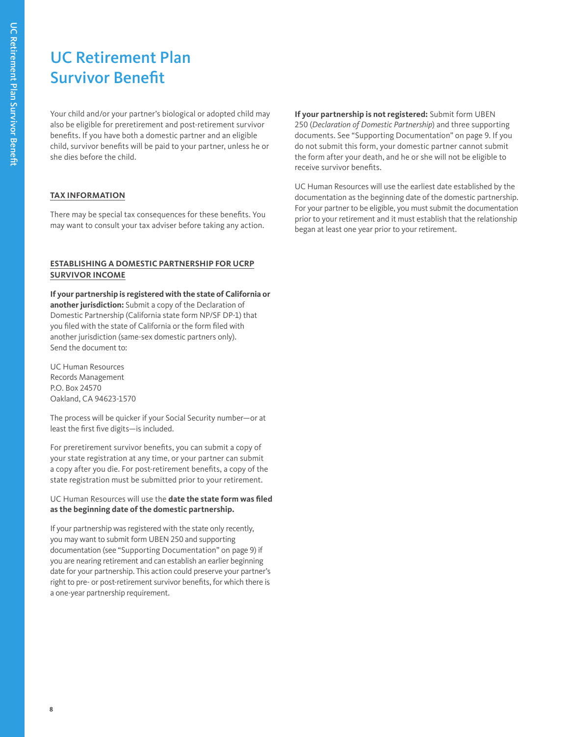# UC Retirement Plan Survivor Benefit

Your child and/or your partner's biological or adopted child may also be eligible for preretirement and post-retirement survivor benefits. If you have both a domestic partner and an eligible child, survivor benefits will be paid to your partner, unless he or she dies before the child.

## TAX INFORMATION

There may be special tax consequences for these benefits. You may want to consult your tax adviser before taking any action.

## ESTABLISHING A DOMESTIC PARTNERSHIP FOR UCRP SURVIVOR INCOME

**If your partnership is registered with the state of California or another jurisdiction:** Submit a copy of the Declaration of Domestic Partnership (California state form NP/SF DP-1) that you filed with the state of California or the form filed with another jurisdiction (same-sex domestic partners only). Send the document to:

UC Human Resources
Records Management
P.O. Box 24570
Oakland, CA 94623-1570

The process will be quicker if your Social Security number—or at least the first five digits—is included.

For preretirement survivor benefits, you can submit a copy of your state registration at any time, or your partner can submit a copy after you die. For post-retirement benefits, a copy of the state registration must be submitted prior to your retirement.

UC Human Resources will use the **date the state form was filed as the beginning date of the domestic partnership.**

If your partnership was registered with the state only recently, you may want to submit form UBEN 250 and supporting documentation (see "Supporting Documentation" on page 9) if you are nearing retirement and can establish an earlier beginning date for your partnership. This action could preserve your partner's right to pre- or post-retirement survivor benefits, for which there is a one-year partnership requirement.

**If your partnership is not registered:** Submit form UBEN 250 (*Declaration of Domestic Partnership*) and three supporting documents. See "Supporting Documentation" on page 9. If you do not submit this form, your domestic partner cannot submit the form after your death, and he or she will not be eligible to receive survivor benefits.

UC Human Resources will use the earliest date established by the documentation as the beginning date of the domestic partnership. For your partner to be eligible, you must submit the documentation prior to your retirement and it must establish that the relationship began at least one year prior to your retirement.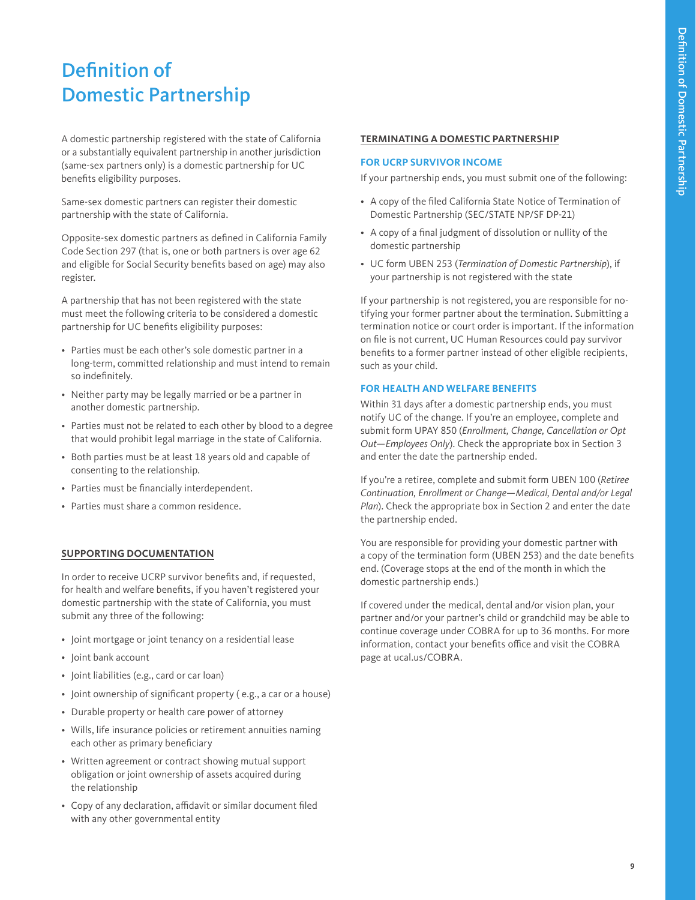# Definition of Domestic Partnership

A domestic partnership registered with the state of California or a substantially equivalent partnership in another jurisdiction (same-sex partners only) is a domestic partnership for UC benefits eligibility purposes.

Same-sex domestic partners can register their domestic partnership with the state of California.

Opposite-sex domestic partners as defined in California Family Code Section 297 (that is, one or both partners is over age 62 and eligible for Social Security benefits based on age) may also register.

A partnership that has not been registered with the state must meet the following criteria to be considered a domestic partnership for UC benefits eligibility purposes:

- Parties must be each other's sole domestic partner in a long-term, committed relationship and must intend to remain so indefinitely.
- Neither party may be legally married or be a partner in another domestic partnership.
- Parties must not be related to each other by blood to a degree that would prohibit legal marriage in the state of California.
- Both parties must be at least 18 years old and capable of consenting to the relationship.
- Parties must be financially interdependent.
- Parties must share a common residence.

## SUPPORTING DOCUMENTATION

In order to receive UCRP survivor benefits and, if requested, for health and welfare benefits, if you haven't registered your domestic partnership with the state of California, you must submit any three of the following:

- Joint mortgage or joint tenancy on a residential lease
- Joint bank account
- Joint liabilities (e.g., card or car loan)
- Joint ownership of significant property ( e.g., a car or a house)
- Durable property or health care power of attorney
- Wills, life insurance policies or retirement annuities naming each other as primary beneficiary
- Written agreement or contract showing mutual support obligation or joint ownership of assets acquired during the relationship
- Copy of any declaration, affidavit or similar document filed with any other governmental entity

## TERMINATING A DOMESTIC PARTNERSHIP

### FOR UCRP SURVIVOR INCOME

If your partnership ends, you must submit one of the following:

- A copy of the filed California State Notice of Termination of Domestic Partnership (SEC/STATE NP/SF DP-21)
- A copy of a final judgment of dissolution or nullity of the domestic partnership
- UC form UBEN 253 (*Termination of Domestic Partnership*), if your partnership is not registered with the state

If your partnership is not registered, you are responsible for notifying your former partner about the termination. Submitting a termination notice or court order is important. If the information on file is not current, UC Human Resources could pay survivor benefits to a former partner instead of other eligible recipients, such as your child.

### FOR HEALTH AND WELFARE BENEFITS

Within 31 days after a domestic partnership ends, you must notify UC of the change. If you're an employee, complete and submit form UPAY 850 (*Enrollment, Change, Cancellation or Opt Out—Employees Only*). Check the appropriate box in Section 3 and enter the date the partnership ended.

If you're a retiree, complete and submit form UBEN 100 (*Retiree Continuation, Enrollment or Change—Medical, Dental and/or Legal Plan*). Check the appropriate box in Section 2 and enter the date the partnership ended.

You are responsible for providing your domestic partner with a copy of the termination form (UBEN 253) and the date benefits end. (Coverage stops at the end of the month in which the domestic partnership ends.)

If covered under the medical, dental and/or vision plan, your partner and/or your partner's child or grandchild may be able to continue coverage under COBRA for up to 36 months. For more information, contact your benefits office and visit the COBRA page at ucal.us/COBRA.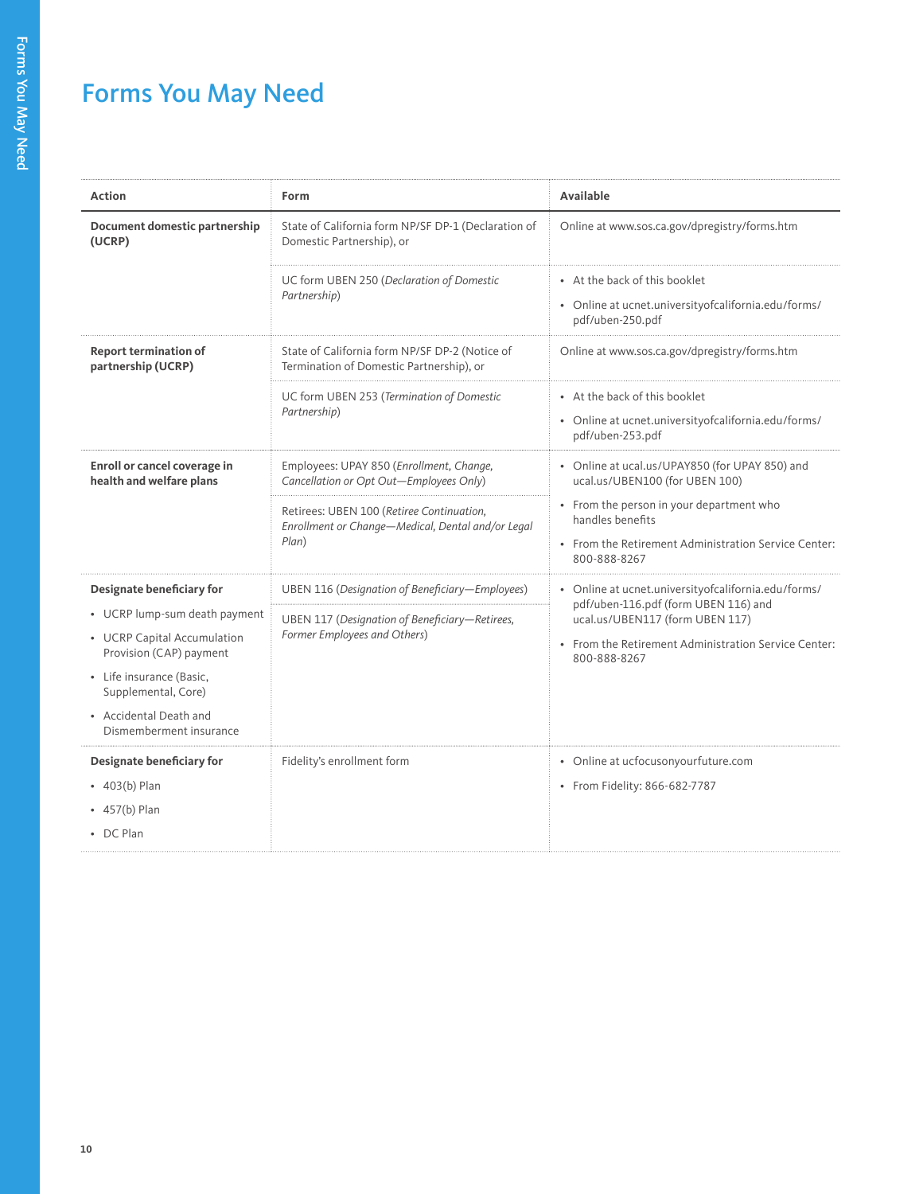# Forms You May Need

| Action | Form | Available |
|---|---|---|
| **Document domestic partnership (UCRP)** | State of California form NP/SF DP-1 (Declaration of Domestic Partnership), or | Online at www.sos.ca.gov/dpregistry/forms.htm |
| | UC form UBEN 250 (*Declaration of Domestic Partnership*) | • At the back of this booklet<br>• Online at ucnet.universityofcalifornia.edu/forms/pdf/uben-250.pdf |
| **Report termination of partnership (UCRP)** | State of California form NP/SF DP-2 (Notice of Termination of Domestic Partnership), or | Online at www.sos.ca.gov/dpregistry/forms.htm |
| | UC form UBEN 253 (*Termination of Domestic Partnership*) | • At the back of this booklet<br>• Online at ucnet.universityofcalifornia.edu/forms/pdf/uben-253.pdf |
| **Enroll or cancel coverage in health and welfare plans** | Employees: UPAY 850 (*Enrollment, Change, Cancellation or Opt Out—Employees Only*)<br><br>Retirees: UBEN 100 (*Retiree Continuation, Enrollment or Change—Medical, Dental and/or Legal Plan*) | • Online at ucal.us/UPAY850 (for UPAY 850) and ucal.us/UBEN100 (for UBEN 100)<br>• From the person in your department who handles benefits<br>• From the Retirement Administration Service Center: 800-888-8267 |
| **Designate beneficiary for**<br>• UCRP lump-sum death payment<br>• UCRP Capital Accumulation Provision (CAP) payment<br>• Life insurance (Basic, Supplemental, Core)<br>• Accidental Death and Dismemberment insurance | UBEN 116 (*Designation of Beneficiary—Employees*)<br><br>UBEN 117 (*Designation of Beneficiary—Retirees, Former Employees and Others*) | • Online at ucnet.universityofcalifornia.edu/forms/pdf/uben-116.pdf (form UBEN 116) and ucal.us/UBEN117 (form UBEN 117)<br>• From the Retirement Administration Service Center: 800-888-8267 |
| **Designate beneficiary for**<br>• 403(b) Plan<br>• 457(b) Plan<br>• DC Plan | Fidelity's enrollment form | • Online at ucfocusonyourfuture.com<br>• From Fidelity: 866-682-7787 |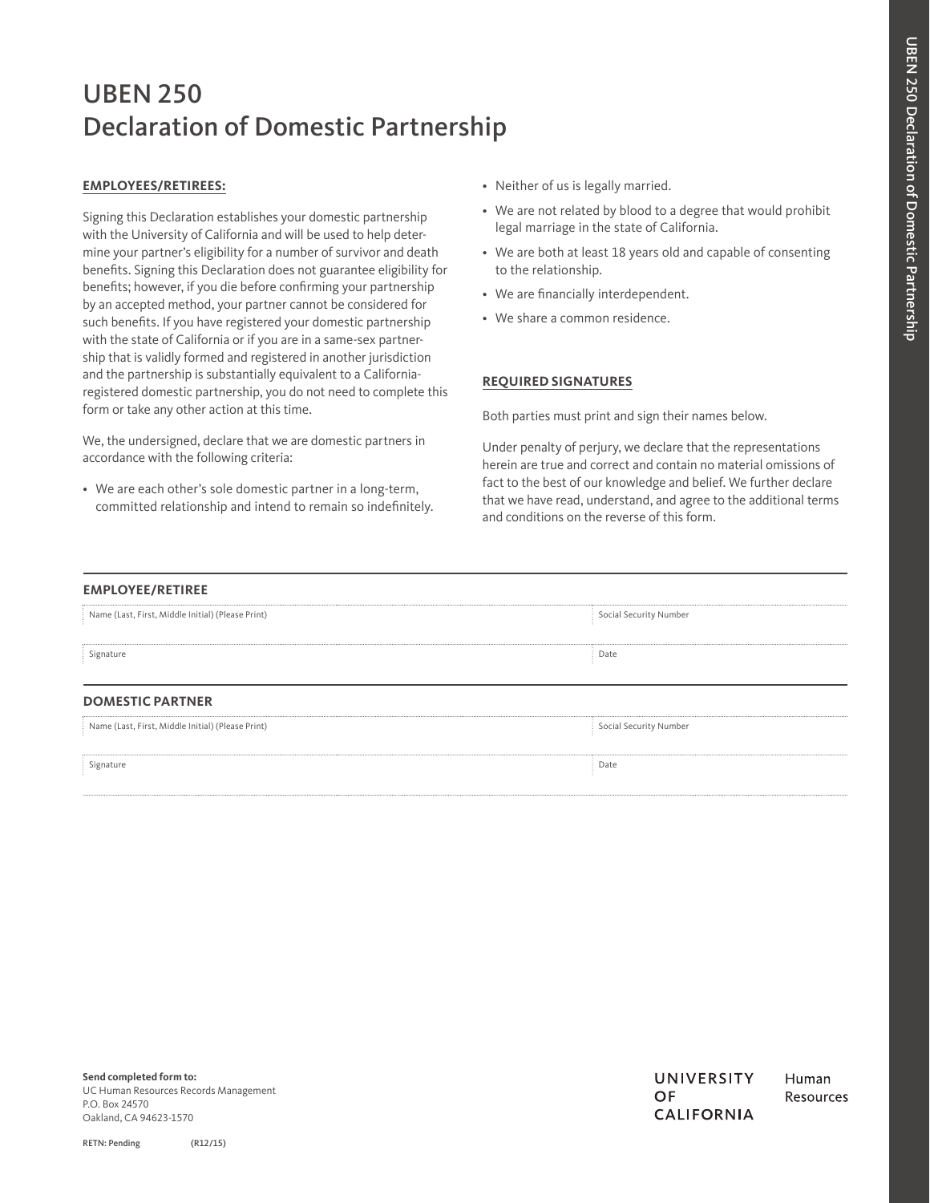# UBEN 250
# Declaration of Domestic Partnership

**EMPLOYEES/RETIREES:**

Signing this Declaration establishes your domestic partnership with the University of California and will be used to help determine your partner's eligibility for a number of survivor and death benefits. Signing this Declaration does not guarantee eligibility for benefits; however, if you die before confirming your partnership by an accepted method, your partner cannot be considered for such benefits. If you have registered your domestic partnership with the state of California or if you are in a same-sex partnership that is validly formed and registered in another jurisdiction and the partnership is substantially equivalent to a California-registered domestic partnership, you do not need to complete this form or take any other action at this time.

We, the undersigned, declare that we are domestic partners in accordance with the following criteria:

- We are each other's sole domestic partner in a long-term, committed relationship and intend to remain so indefinitely.
- Neither of us is legally married.
- We are not related by blood to a degree that would prohibit legal marriage in the state of California.
- We are both at least 18 years old and capable of consenting to the relationship.
- We are financially interdependent.
- We share a common residence.

**REQUIRED SIGNATURES**

Both parties must print and sign their names below.

Under penalty of perjury, we declare that the representations herein are true and correct and contain no material omissions of fact to the best of our knowledge and belief. We further declare that we have read, understand, and agree to the additional terms and conditions on the reverse of this form.

**EMPLOYEE/RETIREE**

| | |
|---|---|
| Name (Last, First, Middle Initial) (Please Print) | Social Security Number |
| Signature | Date |

**DOMESTIC PARTNER**

| | |
|---|---|
| Name (Last, First, Middle Initial) (Please Print) | Social Security Number |
| Signature | Date |

**Send completed form to:**
UC Human Resources Records Management
P.O. Box 24570
Oakland, CA 94623-1570

UNIVERSITY OF CALIFORNIA Human Resources

RETN: Pending (R12/15)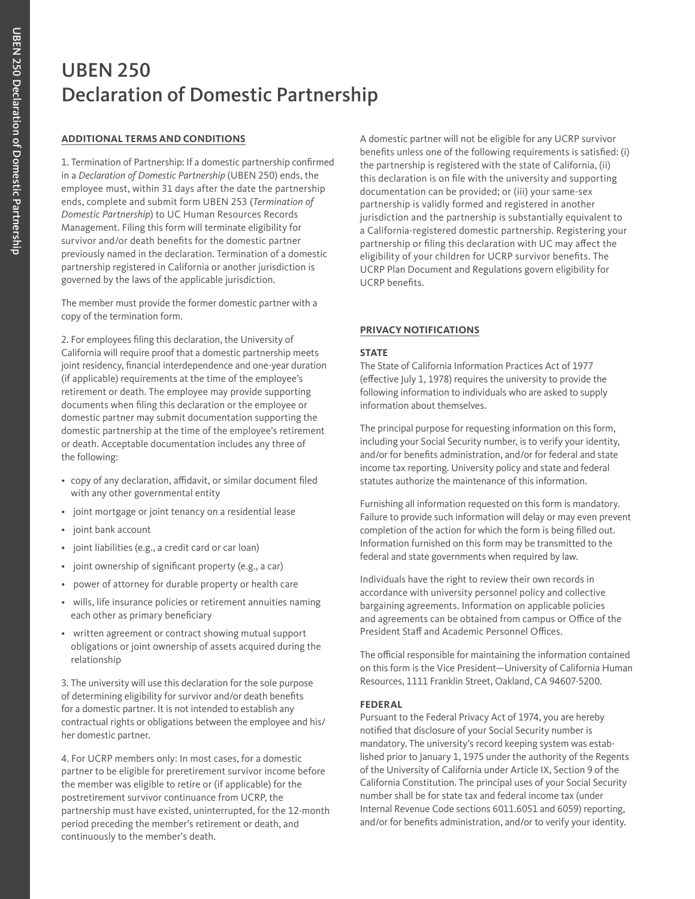# UBEN 250
# Declaration of Domestic Partnership

## ADDITIONAL TERMS AND CONDITIONS

1. Termination of Partnership: If a domestic partnership confirmed in a *Declaration of Domestic Partnership* (UBEN 250) ends, the employee must, within 31 days after the date the partnership ends, complete and submit form UBEN 253 (*Termination of Domestic Partnership*) to UC Human Resources Records Management. Filing this form will terminate eligibility for survivor and/or death benefits for the domestic partner previously named in the declaration. Termination of a domestic partnership registered in California or another jurisdiction is governed by the laws of the applicable jurisdiction.

The member must provide the former domestic partner with a copy of the termination form.

2. For employees filing this declaration, the University of California will require proof that a domestic partnership meets joint residency, financial interdependence and one-year duration (if applicable) requirements at the time of the employee's retirement or death. The employee may provide supporting documents when filing this declaration or the employee or domestic partner may submit documentation supporting the domestic partnership at the time of the employee's retirement or death. Acceptable documentation includes any three of the following:

- copy of any declaration, affidavit, or similar document filed with any other governmental entity
- joint mortgage or joint tenancy on a residential lease
- joint bank account
- joint liabilities (e.g., a credit card or car loan)
- joint ownership of significant property (e.g., a car)
- power of attorney for durable property or health care
- wills, life insurance policies or retirement annuities naming each other as primary beneficiary
- written agreement or contract showing mutual support obligations or joint ownership of assets acquired during the relationship

3. The university will use this declaration for the sole purpose of determining eligibility for survivor and/or death benefits for a domestic partner. It is not intended to establish any contractual rights or obligations between the employee and his/her domestic partner.

4. For UCRP members only: In most cases, for a domestic partner to be eligible for preretirement survivor income before the member was eligible to retire or (if applicable) for the postretirement survivor continuance from UCRP, the partnership must have existed, uninterrupted, for the 12-month period preceding the member's retirement or death, and continuously to the member's death.

A domestic partner will not be eligible for any UCRP survivor benefits unless one of the following requirements is satisfied: (i) the partnership is registered with the state of California, (ii) this declaration is on file with the university and supporting documentation can be provided; or (iii) your same-sex partnership is validly formed and registered in another jurisdiction and the partnership is substantially equivalent to a California-registered domestic partnership. Registering your partnership or filing this declaration with UC may affect the eligibility of your children for UCRP survivor benefits. The UCRP Plan Document and Regulations govern eligibility for UCRP benefits.

## PRIVACY NOTIFICATIONS

### STATE

The State of California Information Practices Act of 1977 (effective July 1, 1978) requires the university to provide the following information to individuals who are asked to supply information about themselves.

The principal purpose for requesting information on this form, including your Social Security number, is to verify your identity, and/or for benefits administration, and/or for federal and state income tax reporting. University policy and state and federal statutes authorize the maintenance of this information.

Furnishing all information requested on this form is mandatory. Failure to provide such information will delay or may even prevent completion of the action for which the form is being filled out. Information furnished on this form may be transmitted to the federal and state governments when required by law.

Individuals have the right to review their own records in accordance with university personnel policy and collective bargaining agreements. Information on applicable policies and agreements can be obtained from campus or Office of the President Staff and Academic Personnel Offices.

The official responsible for maintaining the information contained on this form is the Vice President—University of California Human Resources, 1111 Franklin Street, Oakland, CA 94607-5200.

### FEDERAL

Pursuant to the Federal Privacy Act of 1974, you are hereby notified that disclosure of your Social Security number is mandatory. The university's record keeping system was established prior to January 1, 1975 under the authority of the Regents of the University of California under Article IX, Section 9 of the California Constitution. The principal uses of your Social Security number shall be for state tax and federal income tax (under Internal Revenue Code sections 6011.6051 and 6059) reporting, and/or for benefits administration, and/or to verify your identity.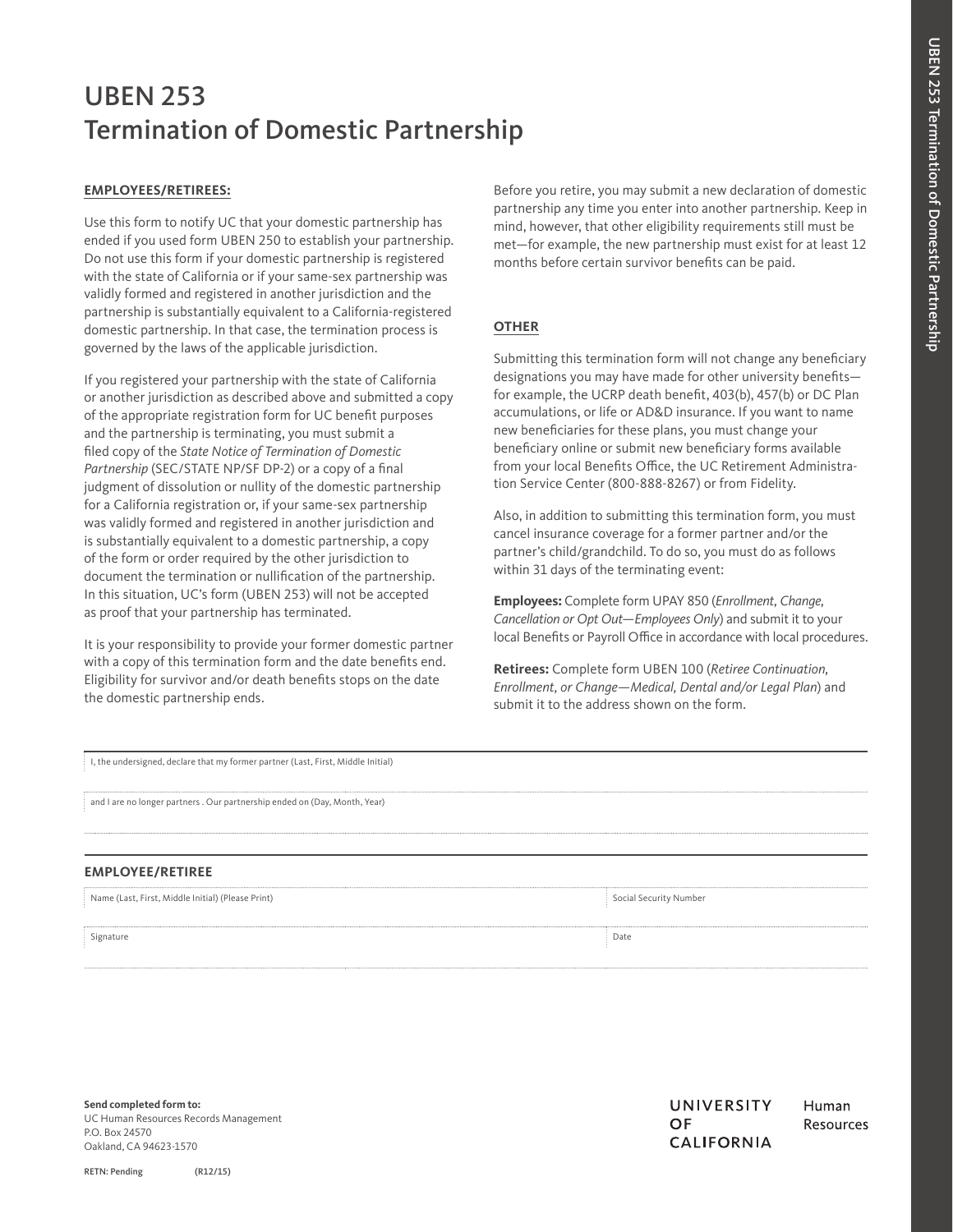# UBEN 253
# Termination of Domestic Partnership

**EMPLOYEES/RETIREES:**

Use this form to notify UC that your domestic partnership has ended if you used form UBEN 250 to establish your partnership. Do not use this form if your domestic partnership is registered with the state of California or if your same-sex partnership was validly formed and registered in another jurisdiction and the partnership is substantially equivalent to a California-registered domestic partnership. In that case, the termination process is governed by the laws of the applicable jurisdiction.

If you registered your partnership with the state of California or another jurisdiction as described above and submitted a copy of the appropriate registration form for UC benefit purposes and the partnership is terminating, you must submit a filed copy of the *State Notice of Termination of Domestic Partnership* (SEC/STATE NP/SF DP-2) or a copy of a final judgment of dissolution or nullity of the domestic partnership for a California registration or, if your same-sex partnership was validly formed and registered in another jurisdiction and is substantially equivalent to a domestic partnership, a copy of the form or order required by the other jurisdiction to document the termination or nullification of the partnership. In this situation, UC's form (UBEN 253) will not be accepted as proof that your partnership has terminated.

It is your responsibility to provide your former domestic partner with a copy of this termination form and the date benefits end. Eligibility for survivor and/or death benefits stops on the date the domestic partnership ends.

Before you retire, you may submit a new declaration of domestic partnership any time you enter into another partnership. Keep in mind, however, that other eligibility requirements still must be met—for example, the new partnership must exist for at least 12 months before certain survivor benefits can be paid.

**OTHER**

Submitting this termination form will not change any beneficiary designations you may have made for other university benefits—for example, the UCRP death benefit, 403(b), 457(b) or DC Plan accumulations, or life or AD&D insurance. If you want to name new beneficiaries for these plans, you must change your beneficiary online or submit new beneficiary forms available from your local Benefits Office, the UC Retirement Administration Service Center (800-888-8267) or from Fidelity.

Also, in addition to submitting this termination form, you must cancel insurance coverage for a former partner and/or the partner's child/grandchild. To do so, you must do as follows within 31 days of the terminating event:

**Employees:** Complete form UPAY 850 (*Enrollment, Change, Cancellation or Opt Out—Employees Only*) and submit it to your local Benefits or Payroll Office in accordance with local procedures.

**Retirees:** Complete form UBEN 100 (*Retiree Continuation, Enrollment, or Change—Medical, Dental and/or Legal Plan*) and submit it to the address shown on the form.

I, the undersigned, declare that my former partner (Last, First, Middle Initial)

and I are no longer partners . Our partnership ended on (Day, Month, Year)

**EMPLOYEE/RETIREE**

| Name (Last, First, Middle Initial) (Please Print) | Social Security Number |
|---|---|
| Signature | Date |

**Send completed form to:**
UC Human Resources Records Management
P.O. Box 24570
Oakland, CA 94623-1570

UNIVERSITY OF CALIFORNIA Human Resources

RETN: Pending (R12/15)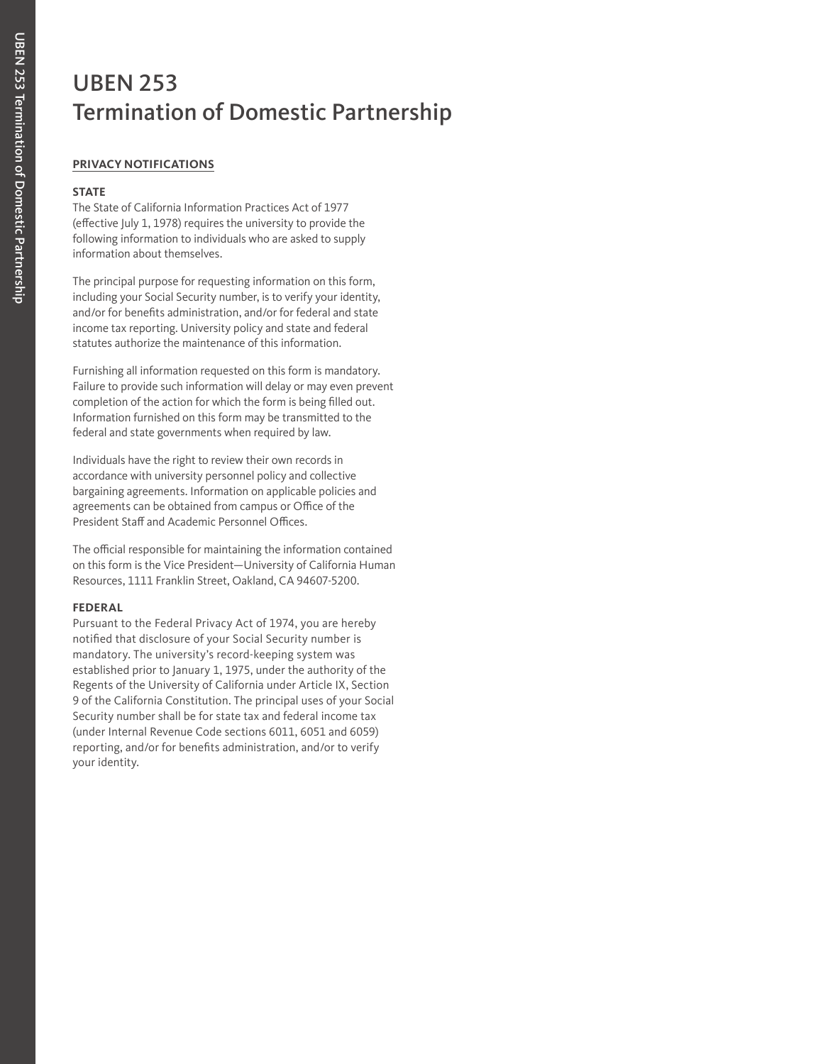# UBEN 253
# Termination of Domestic Partnership

## PRIVACY NOTIFICATIONS

### STATE

The State of California Information Practices Act of 1977 (effective July 1, 1978) requires the university to provide the following information to individuals who are asked to supply information about themselves.

The principal purpose for requesting information on this form, including your Social Security number, is to verify your identity, and/or for benefits administration, and/or for federal and state income tax reporting. University policy and state and federal statutes authorize the maintenance of this information.

Furnishing all information requested on this form is mandatory. Failure to provide such information will delay or may even prevent completion of the action for which the form is being filled out. Information furnished on this form may be transmitted to the federal and state governments when required by law.

Individuals have the right to review their own records in accordance with university personnel policy and collective bargaining agreements. Information on applicable policies and agreements can be obtained from campus or Office of the President Staff and Academic Personnel Offices.

The official responsible for maintaining the information contained on this form is the Vice President—University of California Human Resources, 1111 Franklin Street, Oakland, CA 94607-5200.

### FEDERAL

Pursuant to the Federal Privacy Act of 1974, you are hereby notified that disclosure of your Social Security number is mandatory. The university's record-keeping system was established prior to January 1, 1975, under the authority of the Regents of the University of California under Article IX, Section 9 of the California Constitution. The principal uses of your Social Security number shall be for state tax and federal income tax (under Internal Revenue Code sections 6011, 6051 and 6059) reporting, and/or for benefits administration, and/or to verify your identity.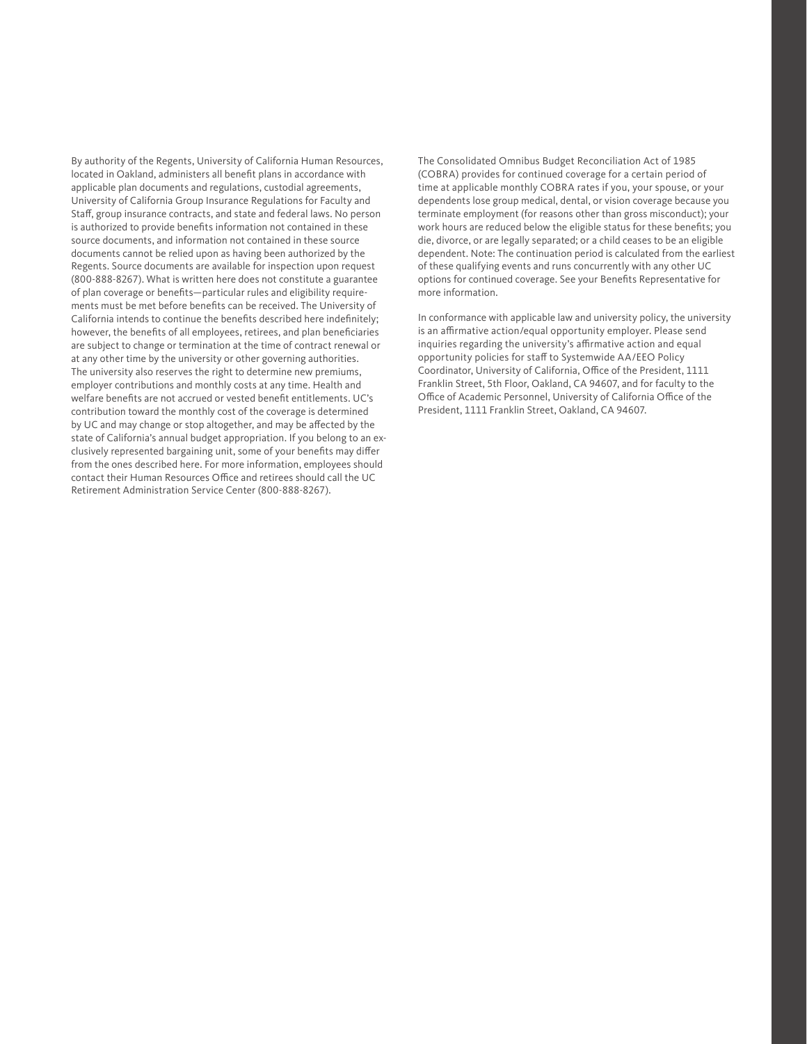By authority of the Regents, University of California Human Resources, located in Oakland, administers all benefit plans in accordance with applicable plan documents and regulations, custodial agreements, University of California Group Insurance Regulations for Faculty and Staff, group insurance contracts, and state and federal laws. No person is authorized to provide benefits information not contained in these source documents, and information not contained in these source documents cannot be relied upon as having been authorized by the Regents. Source documents are available for inspection upon request (800-888-8267). What is written here does not constitute a guarantee of plan coverage or benefits—particular rules and eligibility requirements must be met before benefits can be received. The University of California intends to continue the benefits described here indefinitely; however, the benefits of all employees, retirees, and plan beneficiaries are subject to change or termination at the time of contract renewal or at any other time by the university or other governing authorities. The university also reserves the right to determine new premiums, employer contributions and monthly costs at any time. Health and welfare benefits are not accrued or vested benefit entitlements. UC's contribution toward the monthly cost of the coverage is determined by UC and may change or stop altogether, and may be affected by the state of California's annual budget appropriation. If you belong to an exclusively represented bargaining unit, some of your benefits may differ from the ones described here. For more information, employees should contact their Human Resources Office and retirees should call the UC Retirement Administration Service Center (800-888-8267).

The Consolidated Omnibus Budget Reconciliation Act of 1985 (COBRA) provides for continued coverage for a certain period of time at applicable monthly COBRA rates if you, your spouse, or your dependents lose group medical, dental, or vision coverage because you terminate employment (for reasons other than gross misconduct); your work hours are reduced below the eligible status for these benefits; you die, divorce, or are legally separated; or a child ceases to be an eligible dependent. Note: The continuation period is calculated from the earliest of these qualifying events and runs concurrently with any other UC options for continued coverage. See your Benefits Representative for more information.

In conformance with applicable law and university policy, the university is an affirmative action/equal opportunity employer. Please send inquiries regarding the university's affirmative action and equal opportunity policies for staff to Systemwide AA/EEO Policy Coordinator, University of California, Office of the President, 1111 Franklin Street, 5th Floor, Oakland, CA 94607, and for faculty to the Office of Academic Personnel, University of California Office of the President, 1111 Franklin Street, Oakland, CA 94607.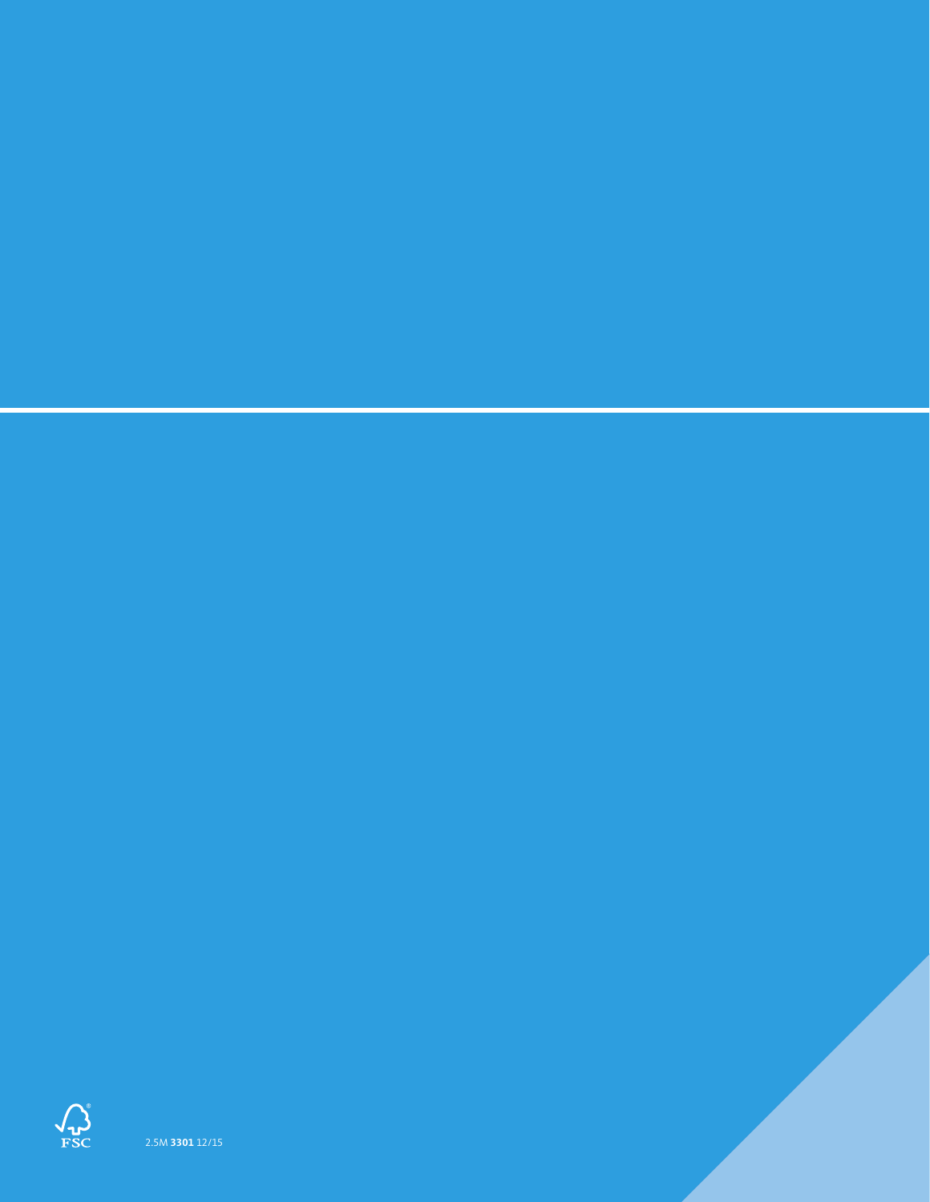FSC

2.5M **3301** 12/15